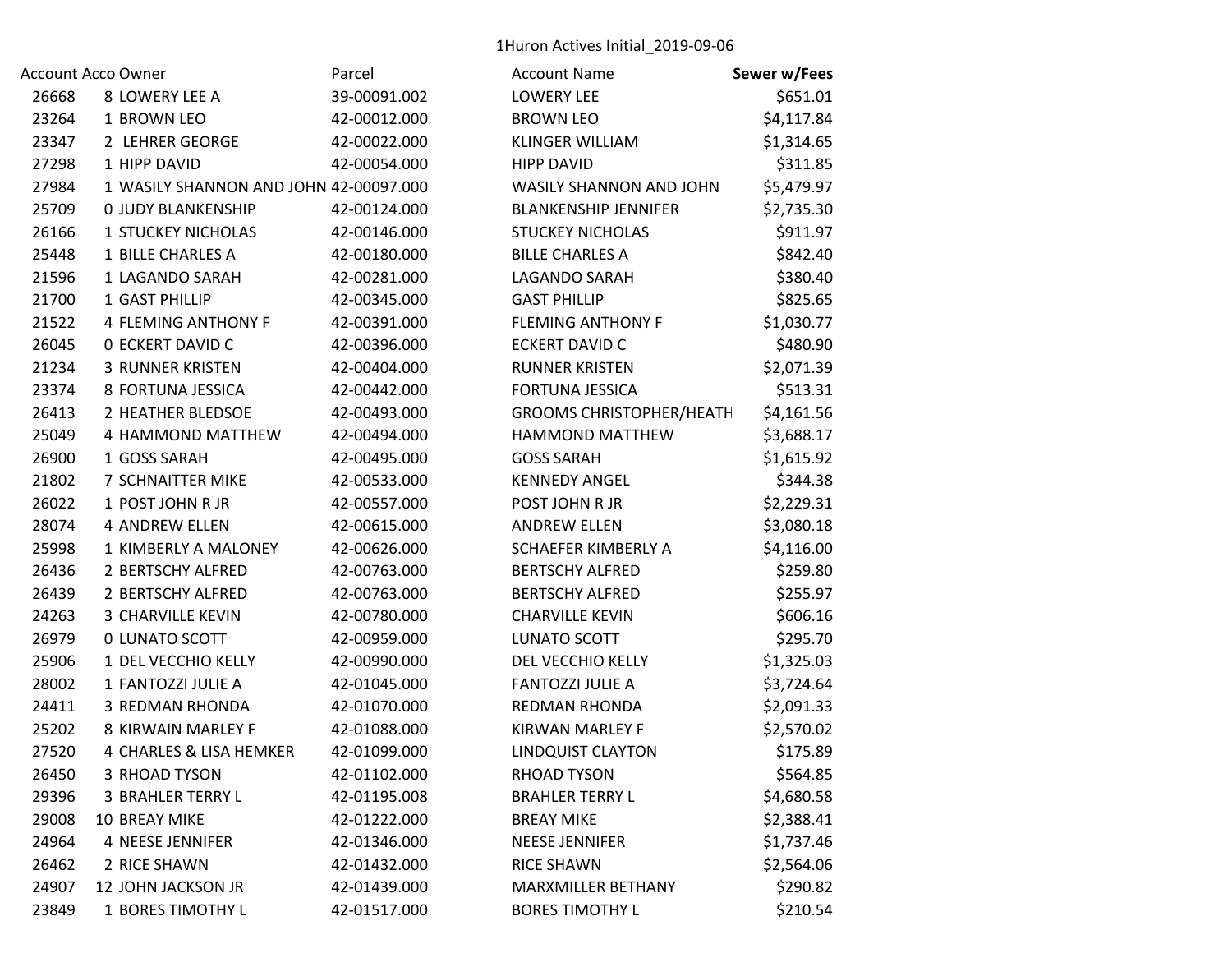# 1Huron Actives Initial_2019-09-06

| Account | Acco | Owner | Parcel | Account Name | Sewer w/Fees |
|---|---|---|---|---|---|
| 26668 | 8 | LOWERY LEE A | 39-00091.002 | LOWERY LEE | $651.01 |
| 23264 | 1 | BROWN LEO | 42-00012.000 | BROWN LEO | $4,117.84 |
| 23347 | 2 | LEHRER GEORGE | 42-00022.000 | KLINGER WILLIAM | $1,314.65 |
| 27298 | 1 | HIPP DAVID | 42-00054.000 | HIPP DAVID | $311.85 |
| 27984 | 1 | WASILY SHANNON AND JOHN | 42-00097.000 | WASILY SHANNON AND JOHN | $5,479.97 |
| 25709 | 0 | JUDY BLANKENSHIP | 42-00124.000 | BLANKENSHIP JENNIFER | $2,735.30 |
| 26166 | 1 | STUCKEY NICHOLAS | 42-00146.000 | STUCKEY NICHOLAS | $911.97 |
| 25448 | 1 | BILLE CHARLES A | 42-00180.000 | BILLE CHARLES A | $842.40 |
| 21596 | 1 | LAGANDO SARAH | 42-00281.000 | LAGANDO SARAH | $380.40 |
| 21700 | 1 | GAST PHILLIP | 42-00345.000 | GAST PHILLIP | $825.65 |
| 21522 | 4 | FLEMING ANTHONY F | 42-00391.000 | FLEMING ANTHONY F | $1,030.77 |
| 26045 | 0 | ECKERT DAVID C | 42-00396.000 | ECKERT DAVID C | $480.90 |
| 21234 | 3 | RUNNER KRISTEN | 42-00404.000 | RUNNER KRISTEN | $2,071.39 |
| 23374 | 8 | FORTUNA JESSICA | 42-00442.000 | FORTUNA JESSICA | $513.31 |
| 26413 | 2 | HEATHER BLEDSOE | 42-00493.000 | GROOMS CHRISTOPHER/HEATH | $4,161.56 |
| 25049 | 4 | HAMMOND MATTHEW | 42-00494.000 | HAMMOND MATTHEW | $3,688.17 |
| 26900 | 1 | GOSS SARAH | 42-00495.000 | GOSS SARAH | $1,615.92 |
| 21802 | 7 | SCHNAITTER MIKE | 42-00533.000 | KENNEDY ANGEL | $344.38 |
| 26022 | 1 | POST JOHN R JR | 42-00557.000 | POST JOHN R JR | $2,229.31 |
| 28074 | 4 | ANDREW ELLEN | 42-00615.000 | ANDREW ELLEN | $3,080.18 |
| 25998 | 1 | KIMBERLY A MALONEY | 42-00626.000 | SCHAEFER KIMBERLY A | $4,116.00 |
| 26436 | 2 | BERTSCHY ALFRED | 42-00763.000 | BERTSCHY ALFRED | $259.80 |
| 26439 | 2 | BERTSCHY ALFRED | 42-00763.000 | BERTSCHY ALFRED | $255.97 |
| 24263 | 3 | CHARVILLE KEVIN | 42-00780.000 | CHARVILLE KEVIN | $606.16 |
| 26979 | 0 | LUNATO SCOTT | 42-00959.000 | LUNATO SCOTT | $295.70 |
| 25906 | 1 | DEL VECCHIO KELLY | 42-00990.000 | DEL VECCHIO KELLY | $1,325.03 |
| 28002 | 1 | FANTOZZI JULIE A | 42-01045.000 | FANTOZZI JULIE A | $3,724.64 |
| 24411 | 3 | REDMAN RHONDA | 42-01070.000 | REDMAN RHONDA | $2,091.33 |
| 25202 | 8 | KIRWAIN MARLEY F | 42-01088.000 | KIRWAN MARLEY F | $2,570.02 |
| 27520 | 4 | CHARLES & LISA HEMKER | 42-01099.000 | LINDQUIST CLAYTON | $175.89 |
| 26450 | 3 | RHOAD TYSON | 42-01102.000 | RHOAD TYSON | $564.85 |
| 29396 | 3 | BRAHLER TERRY L | 42-01195.008 | BRAHLER TERRY L | $4,680.58 |
| 29008 | 10 | BREAY MIKE | 42-01222.000 | BREAY MIKE | $2,388.41 |
| 24964 | 4 | NEESE JENNIFER | 42-01346.000 | NEESE JENNIFER | $1,737.46 |
| 26462 | 2 | RICE SHAWN | 42-01432.000 | RICE SHAWN | $2,564.06 |
| 24907 | 12 | JOHN JACKSON JR | 42-01439.000 | MARXMILLER BETHANY | $290.82 |
| 23849 | 1 | BORES TIMOTHY L | 42-01517.000 | BORES TIMOTHY L | $210.54 |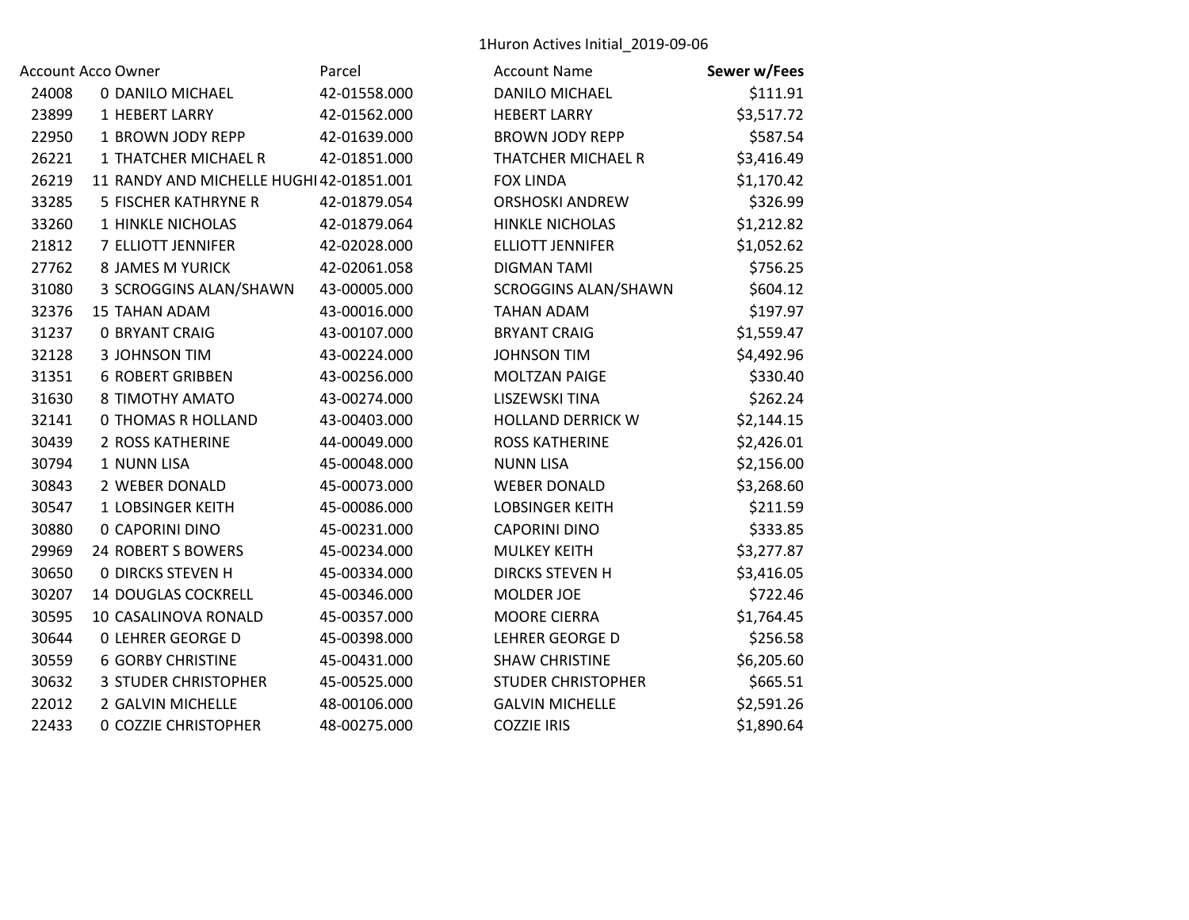1Huron Actives Initial_2019-09-06

| Account | Acco | Owner | Parcel | Account Name | **Sewer w/Fees** |
|---|---|---|---|---|---|
| 24008 | 0 | DANILO MICHAEL | 42-01558.000 | DANILO MICHAEL | $111.91 |
| 23899 | 1 | HEBERT LARRY | 42-01562.000 | HEBERT LARRY | $3,517.72 |
| 22950 | 1 | BROWN JODY REPP | 42-01639.000 | BROWN JODY REPP | $587.54 |
| 26221 | 1 | THATCHER MICHAEL R | 42-01851.000 | THATCHER MICHAEL R | $3,416.49 |
| 26219 | 11 | RANDY AND MICHELLE HUGHI | 42-01851.001 | FOX LINDA | $1,170.42 |
| 33285 | 5 | FISCHER KATHRYNE R | 42-01879.054 | ORSHOSKI ANDREW | $326.99 |
| 33260 | 1 | HINKLE NICHOLAS | 42-01879.064 | HINKLE NICHOLAS | $1,212.82 |
| 21812 | 7 | ELLIOTT JENNIFER | 42-02028.000 | ELLIOTT JENNIFER | $1,052.62 |
| 27762 | 8 | JAMES M YURICK | 42-02061.058 | DIGMAN TAMI | $756.25 |
| 31080 | 3 | SCROGGINS ALAN/SHAWN | 43-00005.000 | SCROGGINS ALAN/SHAWN | $604.12 |
| 32376 | 15 | TAHAN ADAM | 43-00016.000 | TAHAN ADAM | $197.97 |
| 31237 | 0 | BRYANT CRAIG | 43-00107.000 | BRYANT CRAIG | $1,559.47 |
| 32128 | 3 | JOHNSON TIM | 43-00224.000 | JOHNSON TIM | $4,492.96 |
| 31351 | 6 | ROBERT GRIBBEN | 43-00256.000 | MOLTZAN PAIGE | $330.40 |
| 31630 | 8 | TIMOTHY AMATO | 43-00274.000 | LISZEWSKI TINA | $262.24 |
| 32141 | 0 | THOMAS R HOLLAND | 43-00403.000 | HOLLAND DERRICK W | $2,144.15 |
| 30439 | 2 | ROSS KATHERINE | 44-00049.000 | ROSS KATHERINE | $2,426.01 |
| 30794 | 1 | NUNN LISA | 45-00048.000 | NUNN LISA | $2,156.00 |
| 30843 | 2 | WEBER DONALD | 45-00073.000 | WEBER DONALD | $3,268.60 |
| 30547 | 1 | LOBSINGER KEITH | 45-00086.000 | LOBSINGER KEITH | $211.59 |
| 30880 | 0 | CAPORINI DINO | 45-00231.000 | CAPORINI DINO | $333.85 |
| 29969 | 24 | ROBERT S BOWERS | 45-00234.000 | MULKEY KEITH | $3,277.87 |
| 30650 | 0 | DIRCKS STEVEN H | 45-00334.000 | DIRCKS STEVEN H | $3,416.05 |
| 30207 | 14 | DOUGLAS COCKRELL | 45-00346.000 | MOLDER JOE | $722.46 |
| 30595 | 10 | CASALINOVA RONALD | 45-00357.000 | MOORE CIERRA | $1,764.45 |
| 30644 | 0 | LEHRER GEORGE D | 45-00398.000 | LEHRER GEORGE D | $256.58 |
| 30559 | 6 | GORBY CHRISTINE | 45-00431.000 | SHAW CHRISTINE | $6,205.60 |
| 30632 | 3 | STUDER CHRISTOPHER | 45-00525.000 | STUDER CHRISTOPHER | $665.51 |
| 22012 | 2 | GALVIN MICHELLE | 48-00106.000 | GALVIN MICHELLE | $2,591.26 |
| 22433 | 0 | COZZIE CHRISTOPHER | 48-00275.000 | COZZIE IRIS | $1,890.64 |